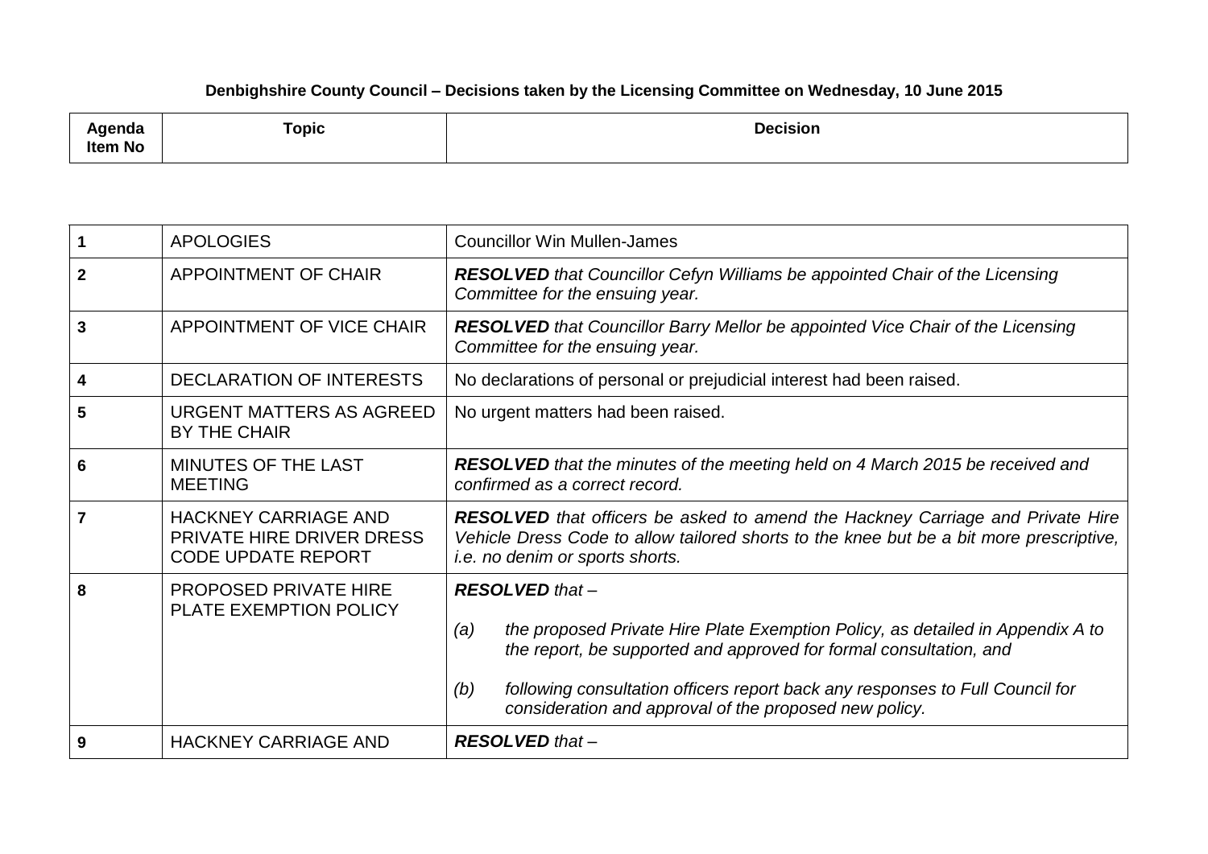**Denbighshire County Council – Decisions taken by the Licensing Committee on Wednesday, 10 June 2015**

| Agenda Item No | Topic | Decision |
|---|---|---|
| 1 | APOLOGIES | Councillor Win Mullen-James |
| 2 | APPOINTMENT OF CHAIR | ***RESOLVED*** *that Councillor Cefyn Williams be appointed Chair of the Licensing Committee for the ensuing year.* |
| 3 | APPOINTMENT OF VICE CHAIR | ***RESOLVED*** *that Councillor Barry Mellor be appointed Vice Chair of the Licensing Committee for the ensuing year.* |
| 4 | DECLARATION OF INTERESTS | No declarations of personal or prejudicial interest had been raised. |
| 5 | URGENT MATTERS AS AGREED BY THE CHAIR | No urgent matters had been raised. |
| 6 | MINUTES OF THE LAST MEETING | ***RESOLVED*** *that the minutes of the meeting held on 4 March 2015 be received and confirmed as a correct record.* |
| 7 | HACKNEY CARRIAGE AND PRIVATE HIRE DRIVER DRESS CODE UPDATE REPORT | ***RESOLVED*** *that officers be asked to amend the Hackney Carriage and Private Hire Vehicle Dress Code to allow tailored shorts to the knee but be a bit more prescriptive, i.e. no denim or sports shorts.* |
| 8 | PROPOSED PRIVATE HIRE PLATE EXEMPTION POLICY | ***RESOLVED*** *that –*<br><br>*(a) the proposed Private Hire Plate Exemption Policy, as detailed in Appendix A to the report, be supported and approved for formal consultation, and*<br><br>*(b) following consultation officers report back any responses to Full Council for consideration and approval of the proposed new policy.* |
| 9 | HACKNEY CARRIAGE AND | ***RESOLVED*** *that –* |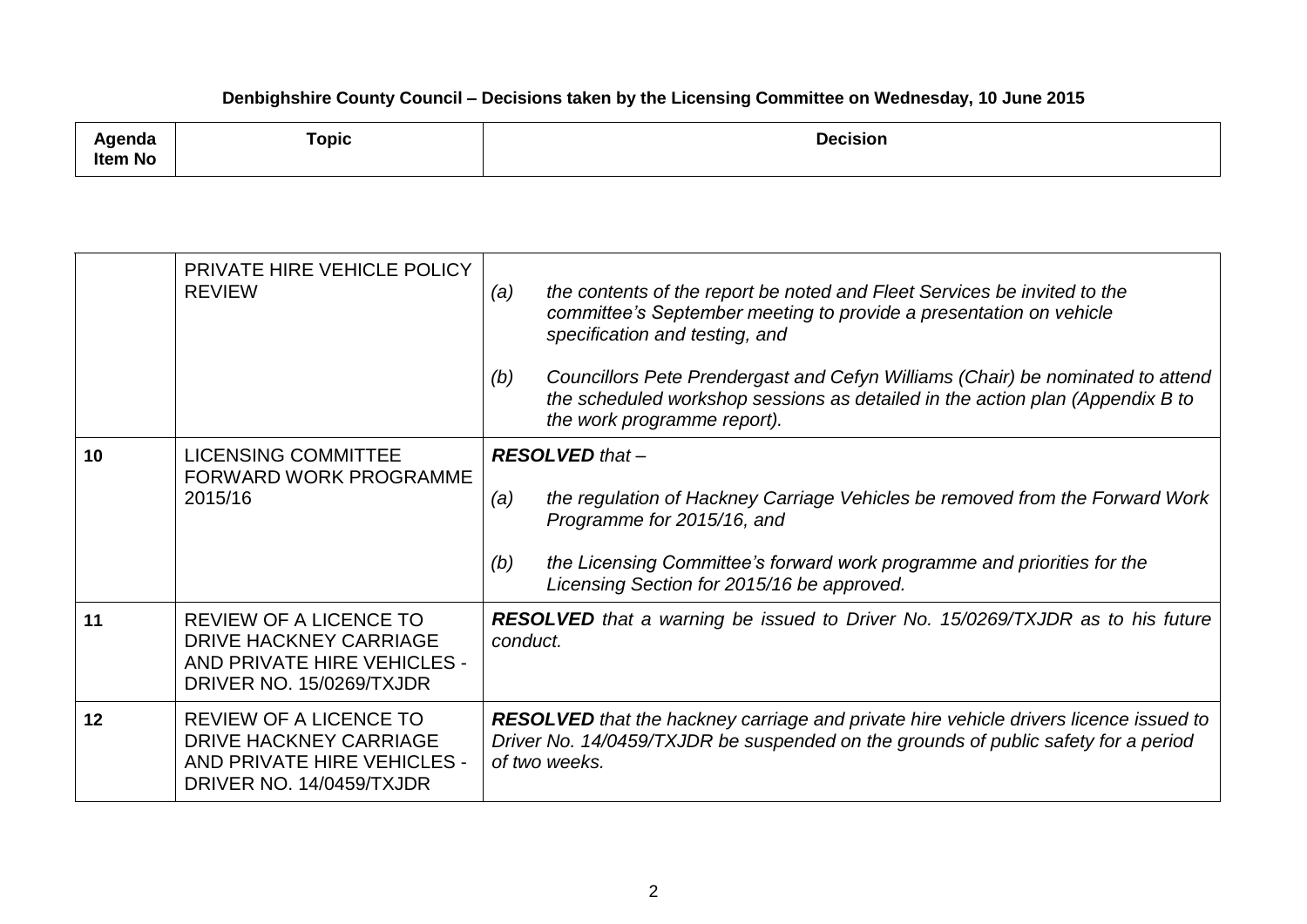**Denbighshire County Council – Decisions taken by the Licensing Committee on Wednesday, 10 June 2015**

| Agenda Item No | Topic | Decision |
|---|---|---|
| | PRIVATE HIRE VEHICLE POLICY REVIEW | *(a) the contents of the report be noted and Fleet Services be invited to the committee's September meeting to provide a presentation on vehicle specification and testing, and*<br><br>*(b) Councillors Pete Prendergast and Cefyn Williams (Chair) be nominated to attend the scheduled workshop sessions as detailed in the action plan (Appendix B to the work programme report).* |
| 10 | LICENSING COMMITTEE FORWARD WORK PROGRAMME 2015/16 | ***RESOLVED** that –*<br><br>*(a) the regulation of Hackney Carriage Vehicles be removed from the Forward Work Programme for 2015/16, and*<br><br>*(b) the Licensing Committee's forward work programme and priorities for the Licensing Section for 2015/16 be approved.* |
| 11 | REVIEW OF A LICENCE TO DRIVE HACKNEY CARRIAGE AND PRIVATE HIRE VEHICLES - DRIVER NO. 15/0269/TXJDR | ***RESOLVED** that a warning be issued to Driver No. 15/0269/TXJDR as to his future conduct.* |
| 12 | REVIEW OF A LICENCE TO DRIVE HACKNEY CARRIAGE AND PRIVATE HIRE VEHICLES - DRIVER NO. 14/0459/TXJDR | ***RESOLVED** that the hackney carriage and private hire vehicle drivers licence issued to Driver No. 14/0459/TXJDR be suspended on the grounds of public safety for a period of two weeks.* |